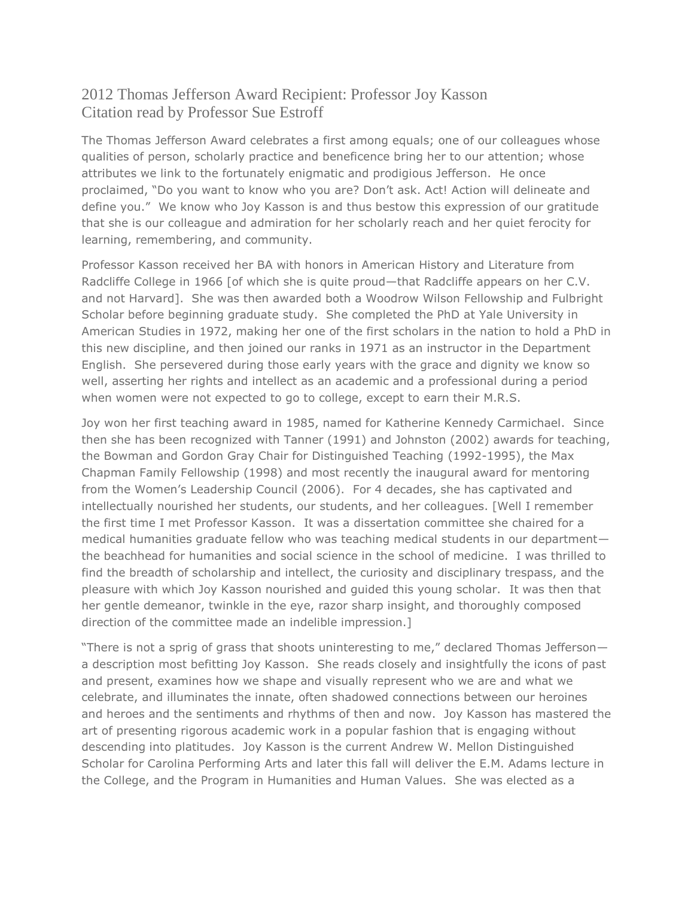# 2012 Thomas Jefferson Award Recipient: Professor Joy Kasson
## Citation read by Professor Sue Estroff

The Thomas Jefferson Award celebrates a first among equals; one of our colleagues whose qualities of person, scholarly practice and beneficence bring her to our attention; whose attributes we link to the fortunately enigmatic and prodigious Jefferson. He once proclaimed, "Do you want to know who you are? Don't ask. Act! Action will delineate and define you." We know who Joy Kasson is and thus bestow this expression of our gratitude that she is our colleague and admiration for her scholarly reach and her quiet ferocity for learning, remembering, and community.

Professor Kasson received her BA with honors in American History and Literature from Radcliffe College in 1966 [of which she is quite proud—that Radcliffe appears on her C.V. and not Harvard]. She was then awarded both a Woodrow Wilson Fellowship and Fulbright Scholar before beginning graduate study. She completed the PhD at Yale University in American Studies in 1972, making her one of the first scholars in the nation to hold a PhD in this new discipline, and then joined our ranks in 1971 as an instructor in the Department English. She persevered during those early years with the grace and dignity we know so well, asserting her rights and intellect as an academic and a professional during a period when women were not expected to go to college, except to earn their M.R.S.

Joy won her first teaching award in 1985, named for Katherine Kennedy Carmichael. Since then she has been recognized with Tanner (1991) and Johnston (2002) awards for teaching, the Bowman and Gordon Gray Chair for Distinguished Teaching (1992-1995), the Max Chapman Family Fellowship (1998) and most recently the inaugural award for mentoring from the Women's Leadership Council (2006). For 4 decades, she has captivated and intellectually nourished her students, our students, and her colleagues. [Well I remember the first time I met Professor Kasson. It was a dissertation committee she chaired for a medical humanities graduate fellow who was teaching medical students in our department—the beachhead for humanities and social science in the school of medicine. I was thrilled to find the breadth of scholarship and intellect, the curiosity and disciplinary trespass, and the pleasure with which Joy Kasson nourished and guided this young scholar. It was then that her gentle demeanor, twinkle in the eye, razor sharp insight, and thoroughly composed direction of the committee made an indelible impression.]

"There is not a sprig of grass that shoots uninteresting to me," declared Thomas Jefferson—a description most befitting Joy Kasson. She reads closely and insightfully the icons of past and present, examines how we shape and visually represent who we are and what we celebrate, and illuminates the innate, often shadowed connections between our heroines and heroes and the sentiments and rhythms of then and now. Joy Kasson has mastered the art of presenting rigorous academic work in a popular fashion that is engaging without descending into platitudes. Joy Kasson is the current Andrew W. Mellon Distinguished Scholar for Carolina Performing Arts and later this fall will deliver the E.M. Adams lecture in the College, and the Program in Humanities and Human Values. She was elected as a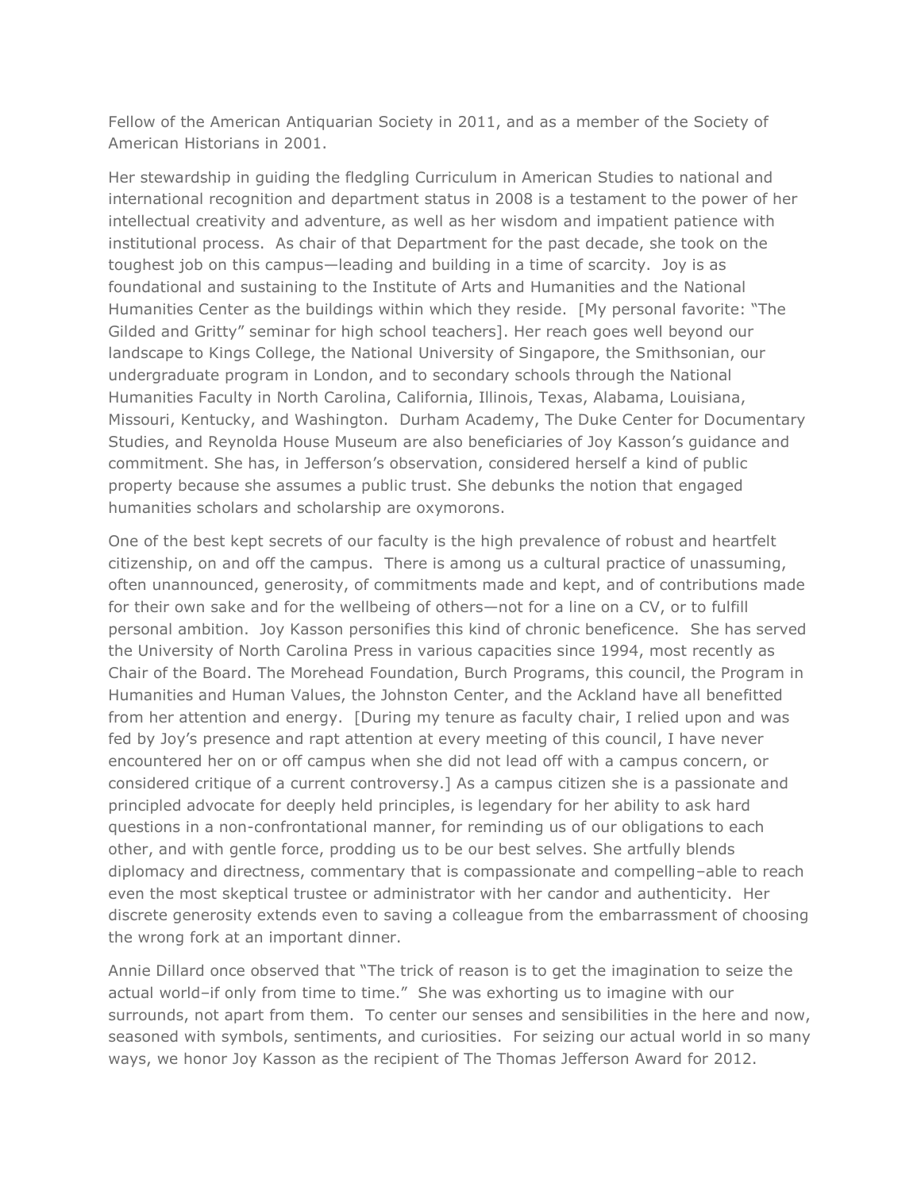Fellow of the American Antiquarian Society in 2011, and as a member of the Society of American Historians in 2001.

Her stewardship in guiding the fledgling Curriculum in American Studies to national and international recognition and department status in 2008 is a testament to the power of her intellectual creativity and adventure, as well as her wisdom and impatient patience with institutional process. As chair of that Department for the past decade, she took on the toughest job on this campus—leading and building in a time of scarcity. Joy is as foundational and sustaining to the Institute of Arts and Humanities and the National Humanities Center as the buildings within which they reside. [My personal favorite: "The Gilded and Gritty" seminar for high school teachers]. Her reach goes well beyond our landscape to Kings College, the National University of Singapore, the Smithsonian, our undergraduate program in London, and to secondary schools through the National Humanities Faculty in North Carolina, California, Illinois, Texas, Alabama, Louisiana, Missouri, Kentucky, and Washington. Durham Academy, The Duke Center for Documentary Studies, and Reynolda House Museum are also beneficiaries of Joy Kasson's guidance and commitment. She has, in Jefferson's observation, considered herself a kind of public property because she assumes a public trust. She debunks the notion that engaged humanities scholars and scholarship are oxymorons.

One of the best kept secrets of our faculty is the high prevalence of robust and heartfelt citizenship, on and off the campus. There is among us a cultural practice of unassuming, often unannounced, generosity, of commitments made and kept, and of contributions made for their own sake and for the wellbeing of others—not for a line on a CV, or to fulfill personal ambition. Joy Kasson personifies this kind of chronic beneficence. She has served the University of North Carolina Press in various capacities since 1994, most recently as Chair of the Board. The Morehead Foundation, Burch Programs, this council, the Program in Humanities and Human Values, the Johnston Center, and the Ackland have all benefitted from her attention and energy. [During my tenure as faculty chair, I relied upon and was fed by Joy's presence and rapt attention at every meeting of this council, I have never encountered her on or off campus when she did not lead off with a campus concern, or considered critique of a current controversy.] As a campus citizen she is a passionate and principled advocate for deeply held principles, is legendary for her ability to ask hard questions in a non-confrontational manner, for reminding us of our obligations to each other, and with gentle force, prodding us to be our best selves. She artfully blends diplomacy and directness, commentary that is compassionate and compelling–able to reach even the most skeptical trustee or administrator with her candor and authenticity. Her discrete generosity extends even to saving a colleague from the embarrassment of choosing the wrong fork at an important dinner.

Annie Dillard once observed that "The trick of reason is to get the imagination to seize the actual world–if only from time to time." She was exhorting us to imagine with our surrounds, not apart from them. To center our senses and sensibilities in the here and now, seasoned with symbols, sentiments, and curiosities. For seizing our actual world in so many ways, we honor Joy Kasson as the recipient of The Thomas Jefferson Award for 2012.